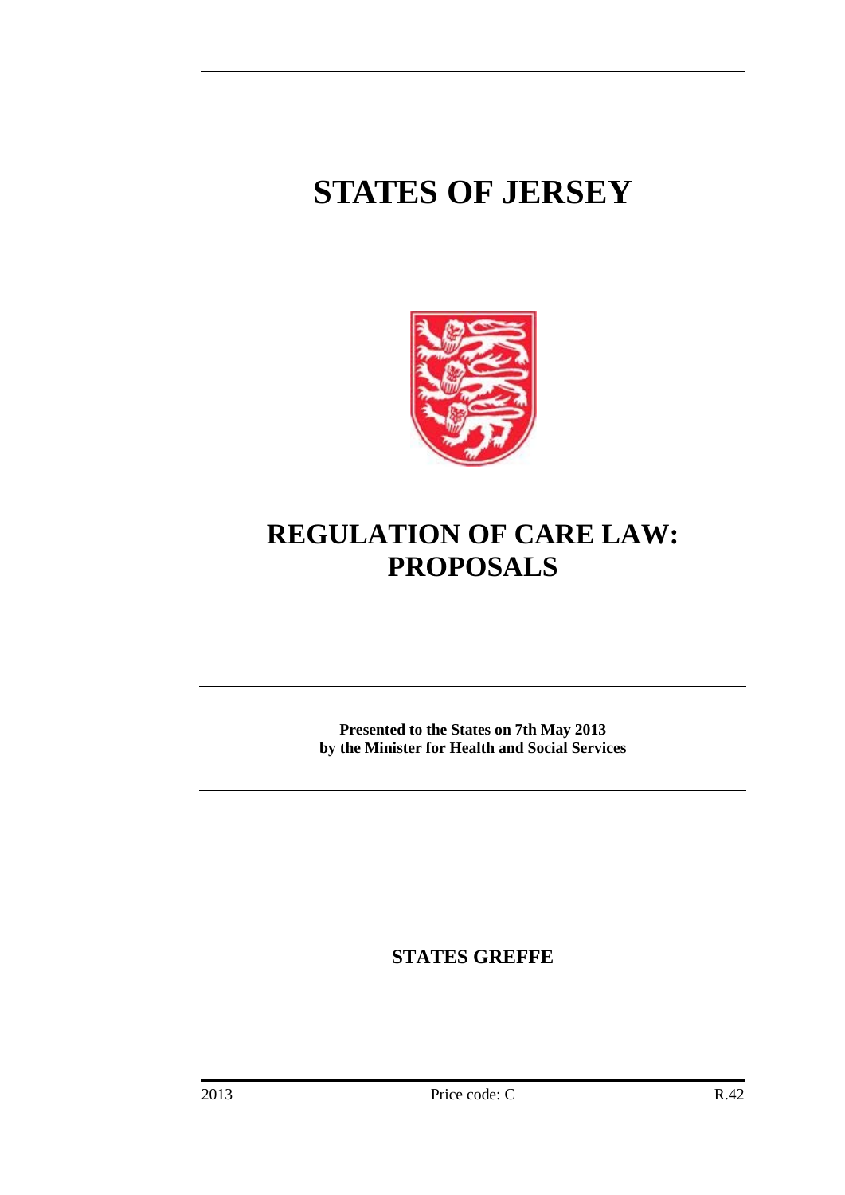# STATES OF JERSEY

# REGULATION OF CARE LAW: PROPOSALS

**Presented to the States on 7th May 2013 by the Minister for Health and Social Services**

**STATES GREFFE**

2013 Price code: C R.42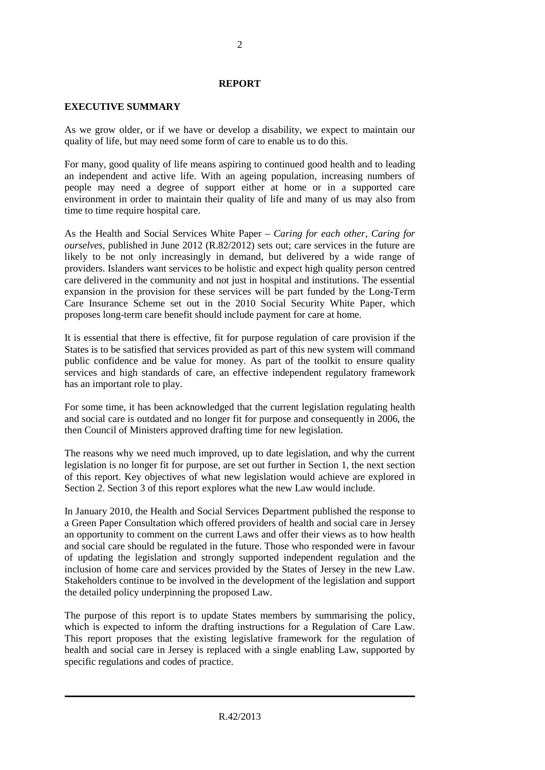## REPORT

### EXECUTIVE SUMMARY

As we grow older, or if we have or develop a disability, we expect to maintain our quality of life, but may need some form of care to enable us to do this.

For many, good quality of life means aspiring to continued good health and to leading an independent and active life. With an ageing population, increasing numbers of people may need a degree of support either at home or in a supported care environment in order to maintain their quality of life and many of us may also from time to time require hospital care.

As the Health and Social Services White Paper – *Caring for each other, Caring for ourselves*, published in June 2012 (R.82/2012) sets out; care services in the future are likely to be not only increasingly in demand, but delivered by a wide range of providers. Islanders want services to be holistic and expect high quality person centred care delivered in the community and not just in hospital and institutions. The essential expansion in the provision for these services will be part funded by the Long-Term Care Insurance Scheme set out in the 2010 Social Security White Paper, which proposes long-term care benefit should include payment for care at home.

It is essential that there is effective, fit for purpose regulation of care provision if the States is to be satisfied that services provided as part of this new system will command public confidence and be value for money. As part of the toolkit to ensure quality services and high standards of care, an effective independent regulatory framework has an important role to play.

For some time, it has been acknowledged that the current legislation regulating health and social care is outdated and no longer fit for purpose and consequently in 2006, the then Council of Ministers approved drafting time for new legislation.

The reasons why we need much improved, up to date legislation, and why the current legislation is no longer fit for purpose, are set out further in Section 1, the next section of this report. Key objectives of what new legislation would achieve are explored in Section 2. Section 3 of this report explores what the new Law would include.

In January 2010, the Health and Social Services Department published the response to a Green Paper Consultation which offered providers of health and social care in Jersey an opportunity to comment on the current Laws and offer their views as to how health and social care should be regulated in the future. Those who responded were in favour of updating the legislation and strongly supported independent regulation and the inclusion of home care and services provided by the States of Jersey in the new Law. Stakeholders continue to be involved in the development of the legislation and support the detailed policy underpinning the proposed Law.

The purpose of this report is to update States members by summarising the policy, which is expected to inform the drafting instructions for a Regulation of Care Law. This report proposes that the existing legislative framework for the regulation of health and social care in Jersey is replaced with a single enabling Law, supported by specific regulations and codes of practice.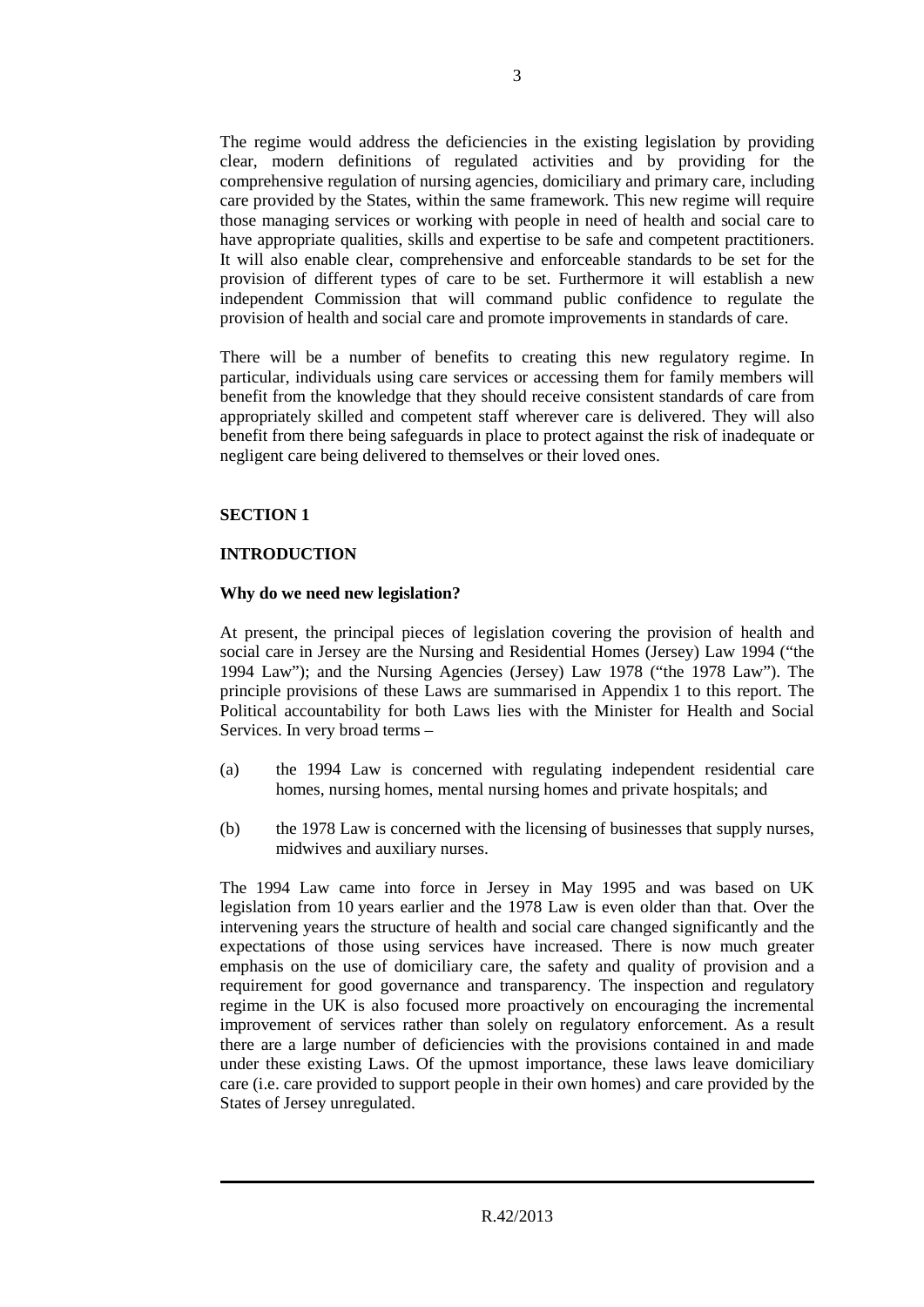The regime would address the deficiencies in the existing legislation by providing clear, modern definitions of regulated activities and by providing for the comprehensive regulation of nursing agencies, domiciliary and primary care, including care provided by the States, within the same framework. This new regime will require those managing services or working with people in need of health and social care to have appropriate qualities, skills and expertise to be safe and competent practitioners. It will also enable clear, comprehensive and enforceable standards to be set for the provision of different types of care to be set. Furthermore it will establish a new independent Commission that will command public confidence to regulate the provision of health and social care and promote improvements in standards of care.

There will be a number of benefits to creating this new regulatory regime. In particular, individuals using care services or accessing them for family members will benefit from the knowledge that they should receive consistent standards of care from appropriately skilled and competent staff wherever care is delivered. They will also benefit from there being safeguards in place to protect against the risk of inadequate or negligent care being delivered to themselves or their loved ones.

## SECTION 1

## INTRODUCTION

### Why do we need new legislation?

At present, the principal pieces of legislation covering the provision of health and social care in Jersey are the Nursing and Residential Homes (Jersey) Law 1994 ("the 1994 Law"); and the Nursing Agencies (Jersey) Law 1978 ("the 1978 Law"). The principle provisions of these Laws are summarised in Appendix 1 to this report. The Political accountability for both Laws lies with the Minister for Health and Social Services. In very broad terms –

(a) the 1994 Law is concerned with regulating independent residential care homes, nursing homes, mental nursing homes and private hospitals; and

(b) the 1978 Law is concerned with the licensing of businesses that supply nurses, midwives and auxiliary nurses.

The 1994 Law came into force in Jersey in May 1995 and was based on UK legislation from 10 years earlier and the 1978 Law is even older than that. Over the intervening years the structure of health and social care changed significantly and the expectations of those using services have increased. There is now much greater emphasis on the use of domiciliary care, the safety and quality of provision and a requirement for good governance and transparency. The inspection and regulatory regime in the UK is also focused more proactively on encouraging the incremental improvement of services rather than solely on regulatory enforcement. As a result there are a large number of deficiencies with the provisions contained in and made under these existing Laws. Of the upmost importance, these laws leave domiciliary care (i.e. care provided to support people in their own homes) and care provided by the States of Jersey unregulated.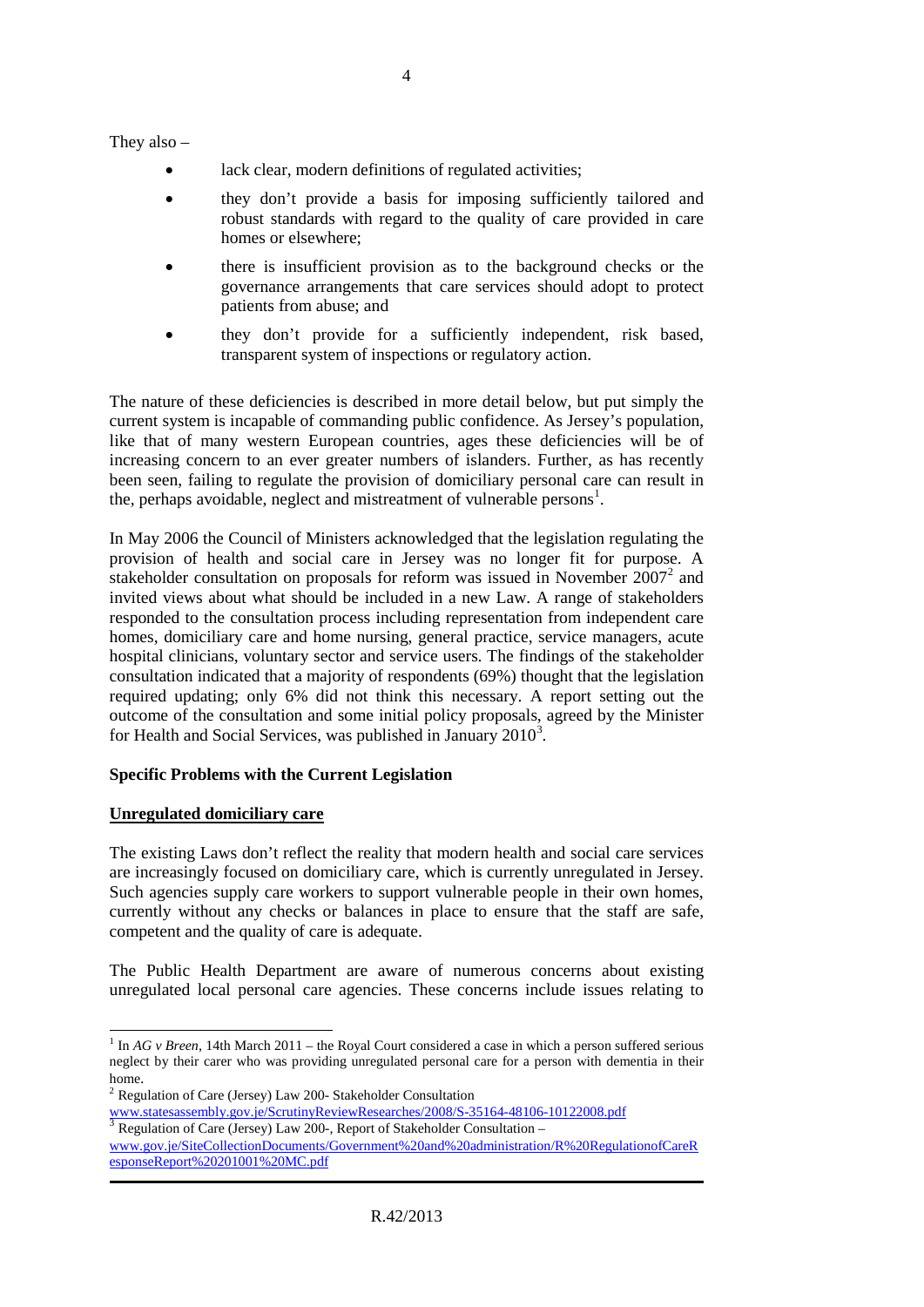They also –

- lack clear, modern definitions of regulated activities;
- they don't provide a basis for imposing sufficiently tailored and robust standards with regard to the quality of care provided in care homes or elsewhere;
- there is insufficient provision as to the background checks or the governance arrangements that care services should adopt to protect patients from abuse; and
- they don't provide for a sufficiently independent, risk based, transparent system of inspections or regulatory action.

The nature of these deficiencies is described in more detail below, but put simply the current system is incapable of commanding public confidence. As Jersey's population, like that of many western European countries, ages these deficiencies will be of increasing concern to an ever greater numbers of islanders. Further, as has recently been seen, failing to regulate the provision of domiciliary personal care can result in the, perhaps avoidable, neglect and mistreatment of vulnerable persons[1].

In May 2006 the Council of Ministers acknowledged that the legislation regulating the provision of health and social care in Jersey was no longer fit for purpose. A stakeholder consultation on proposals for reform was issued in November 2007[2] and invited views about what should be included in a new Law. A range of stakeholders responded to the consultation process including representation from independent care homes, domiciliary care and home nursing, general practice, service managers, acute hospital clinicians, voluntary sector and service users. The findings of the stakeholder consultation indicated that a majority of respondents (69%) thought that the legislation required updating; only 6% did not think this necessary. A report setting out the outcome of the consultation and some initial policy proposals, agreed by the Minister for Health and Social Services, was published in January 2010[3].

**Specific Problems with the Current Legislation**

**Unregulated domiciliary care**

The existing Laws don't reflect the reality that modern health and social care services are increasingly focused on domiciliary care, which is currently unregulated in Jersey. Such agencies supply care workers to support vulnerable people in their own homes, currently without any checks or balances in place to ensure that the staff are safe, competent and the quality of care is adequate.

The Public Health Department are aware of numerous concerns about existing unregulated local personal care agencies. These concerns include issues relating to

---

[1] In *AG v Breen*, 14th March 2011 – the Royal Court considered a case in which a person suffered serious neglect by their carer who was providing unregulated personal care for a person with dementia in their home.

[2] Regulation of Care (Jersey) Law 200- Stakeholder Consultation www.statesassembly.gov.je/ScrutinyReviewResearches/2008/S-35164-48106-10122008.pdf

[3] Regulation of Care (Jersey) Law 200-, Report of Stakeholder Consultation – www.gov.je/SiteCollectionDocuments/Government%20and%20administration/R%20RegulationofCareResponseReport%20201001%20MC.pdf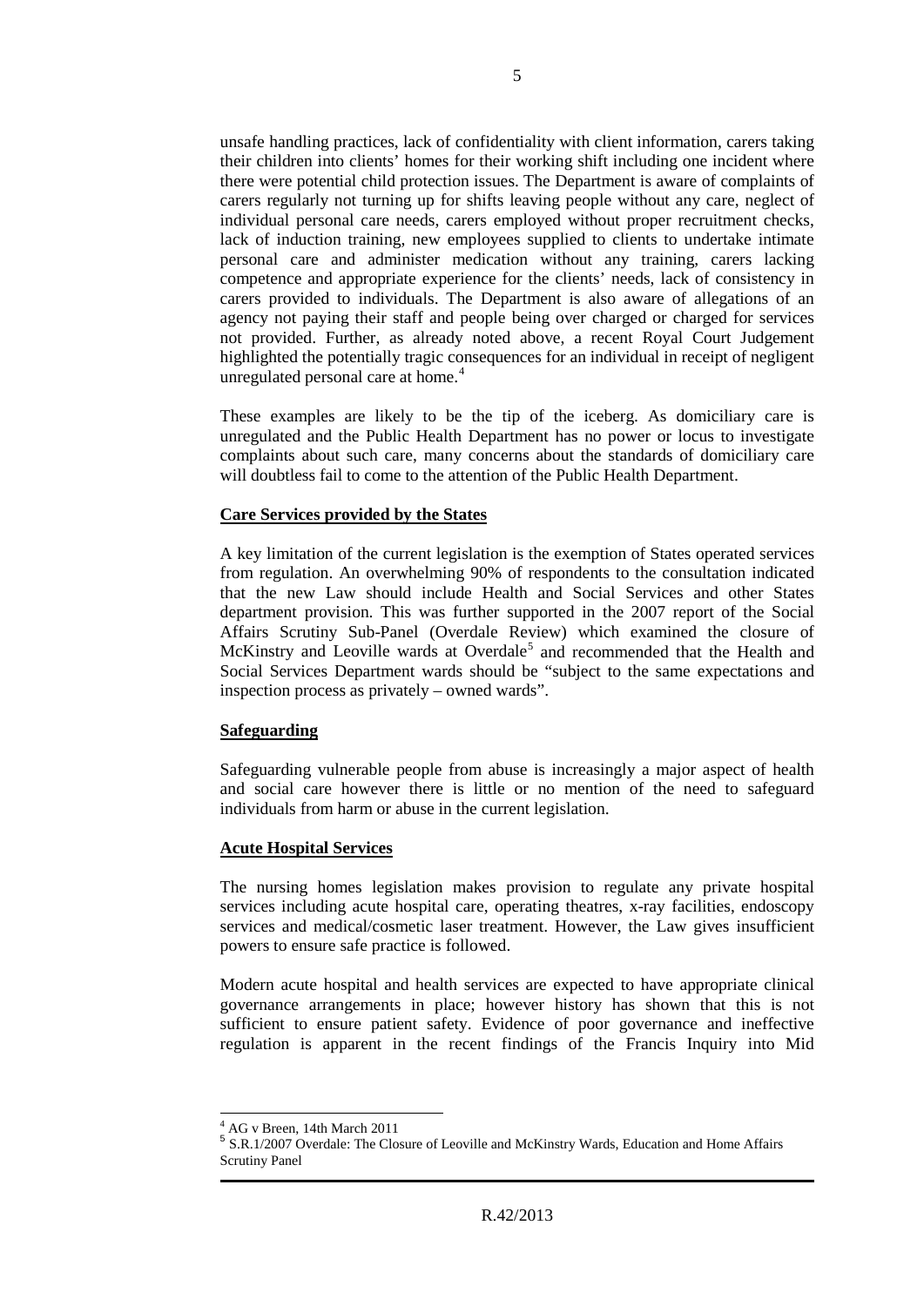unsafe handling practices, lack of confidentiality with client information, carers taking their children into clients' homes for their working shift including one incident where there were potential child protection issues. The Department is aware of complaints of carers regularly not turning up for shifts leaving people without any care, neglect of individual personal care needs, carers employed without proper recruitment checks, lack of induction training, new employees supplied to clients to undertake intimate personal care and administer medication without any training, carers lacking competence and appropriate experience for the clients' needs, lack of consistency in carers provided to individuals. The Department is also aware of allegations of an agency not paying their staff and people being over charged or charged for services not provided. Further, as already noted above, a recent Royal Court Judgement highlighted the potentially tragic consequences for an individual in receipt of negligent unregulated personal care at home.[4]

These examples are likely to be the tip of the iceberg. As domiciliary care is unregulated and the Public Health Department has no power or locus to investigate complaints about such care, many concerns about the standards of domiciliary care will doubtless fail to come to the attention of the Public Health Department.

**Care Services provided by the States**

A key limitation of the current legislation is the exemption of States operated services from regulation. An overwhelming 90% of respondents to the consultation indicated that the new Law should include Health and Social Services and other States department provision. This was further supported in the 2007 report of the Social Affairs Scrutiny Sub-Panel (Overdale Review) which examined the closure of McKinstry and Leoville wards at Overdale[5] and recommended that the Health and Social Services Department wards should be "subject to the same expectations and inspection process as privately – owned wards".

**Safeguarding**

Safeguarding vulnerable people from abuse is increasingly a major aspect of health and social care however there is little or no mention of the need to safeguard individuals from harm or abuse in the current legislation.

**Acute Hospital Services**

The nursing homes legislation makes provision to regulate any private hospital services including acute hospital care, operating theatres, x-ray facilities, endoscopy services and medical/cosmetic laser treatment. However, the Law gives insufficient powers to ensure safe practice is followed.

Modern acute hospital and health services are expected to have appropriate clinical governance arrangements in place; however history has shown that this is not sufficient to ensure patient safety. Evidence of poor governance and ineffective regulation is apparent in the recent findings of the Francis Inquiry into Mid

---

[4] AG v Breen, 14th March 2011

[5] S.R.1/2007 Overdale: The Closure of Leoville and McKinstry Wards, Education and Home Affairs Scrutiny Panel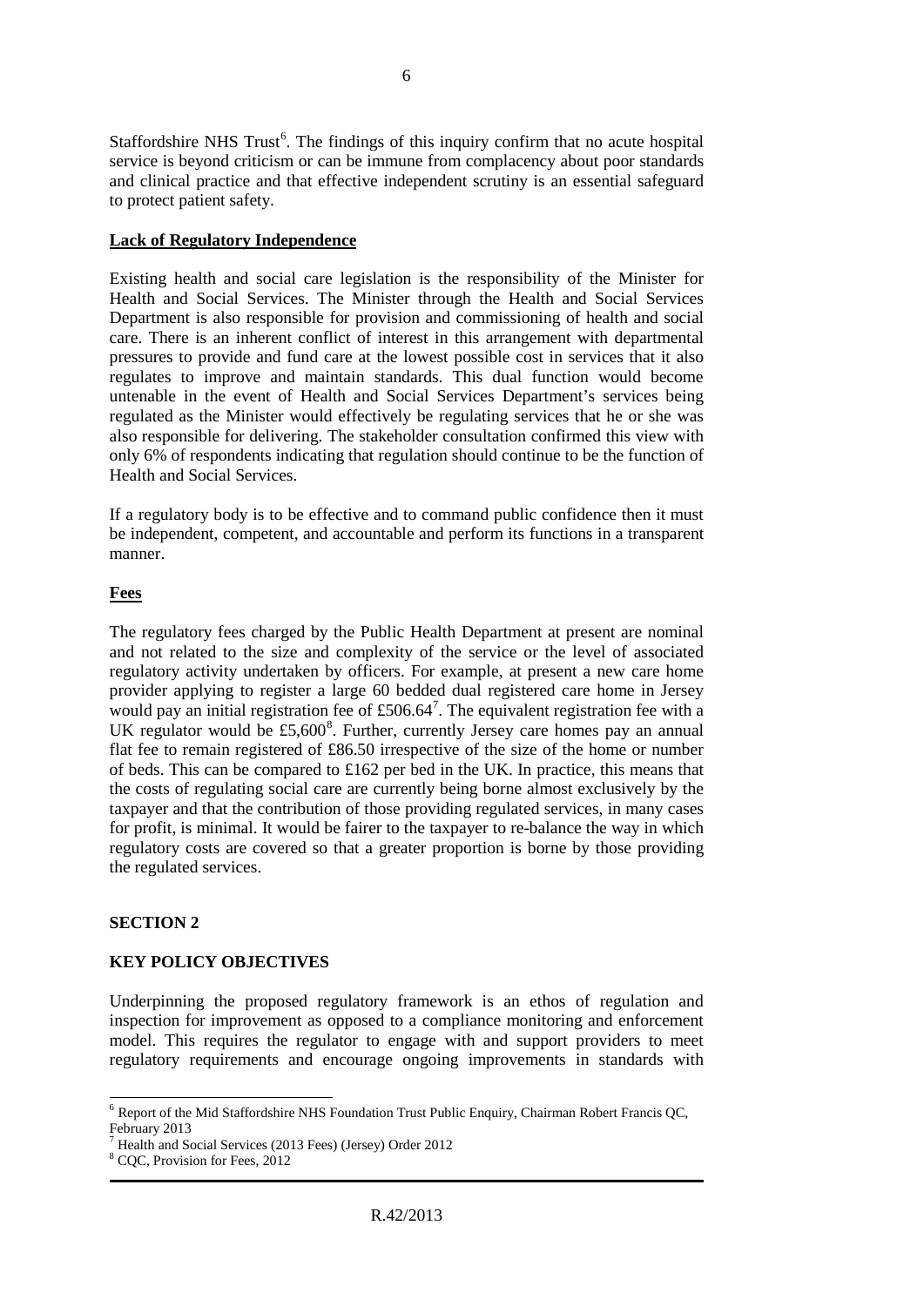Staffordshire NHS Trust[6]. The findings of this inquiry confirm that no acute hospital service is beyond criticism or can be immune from complacency about poor standards and clinical practice and that effective independent scrutiny is an essential safeguard to protect patient safety.

**Lack of Regulatory Independence**

Existing health and social care legislation is the responsibility of the Minister for Health and Social Services. The Minister through the Health and Social Services Department is also responsible for provision and commissioning of health and social care. There is an inherent conflict of interest in this arrangement with departmental pressures to provide and fund care at the lowest possible cost in services that it also regulates to improve and maintain standards. This dual function would become untenable in the event of Health and Social Services Department's services being regulated as the Minister would effectively be regulating services that he or she was also responsible for delivering. The stakeholder consultation confirmed this view with only 6% of respondents indicating that regulation should continue to be the function of Health and Social Services.

If a regulatory body is to be effective and to command public confidence then it must be independent, competent, and accountable and perform its functions in a transparent manner.

**Fees**

The regulatory fees charged by the Public Health Department at present are nominal and not related to the size and complexity of the service or the level of associated regulatory activity undertaken by officers. For example, at present a new care home provider applying to register a large 60 bedded dual registered care home in Jersey would pay an initial registration fee of £506.64[7]. The equivalent registration fee with a UK regulator would be £5,600[8]. Further, currently Jersey care homes pay an annual flat fee to remain registered of £86.50 irrespective of the size of the home or number of beds. This can be compared to £162 per bed in the UK. In practice, this means that the costs of regulating social care are currently being borne almost exclusively by the taxpayer and that the contribution of those providing regulated services, in many cases for profit, is minimal. It would be fairer to the taxpayer to re-balance the way in which regulatory costs are covered so that a greater proportion is borne by those providing the regulated services.

## SECTION 2

## KEY POLICY OBJECTIVES

Underpinning the proposed regulatory framework is an ethos of regulation and inspection for improvement as opposed to a compliance monitoring and enforcement model. This requires the regulator to engage with and support providers to meet regulatory requirements and encourage ongoing improvements in standards with

---

[6] Report of the Mid Staffordshire NHS Foundation Trust Public Enquiry, Chairman Robert Francis QC, February 2013

[7] Health and Social Services (2013 Fees) (Jersey) Order 2012

[8] CQC, Provision for Fees, 2012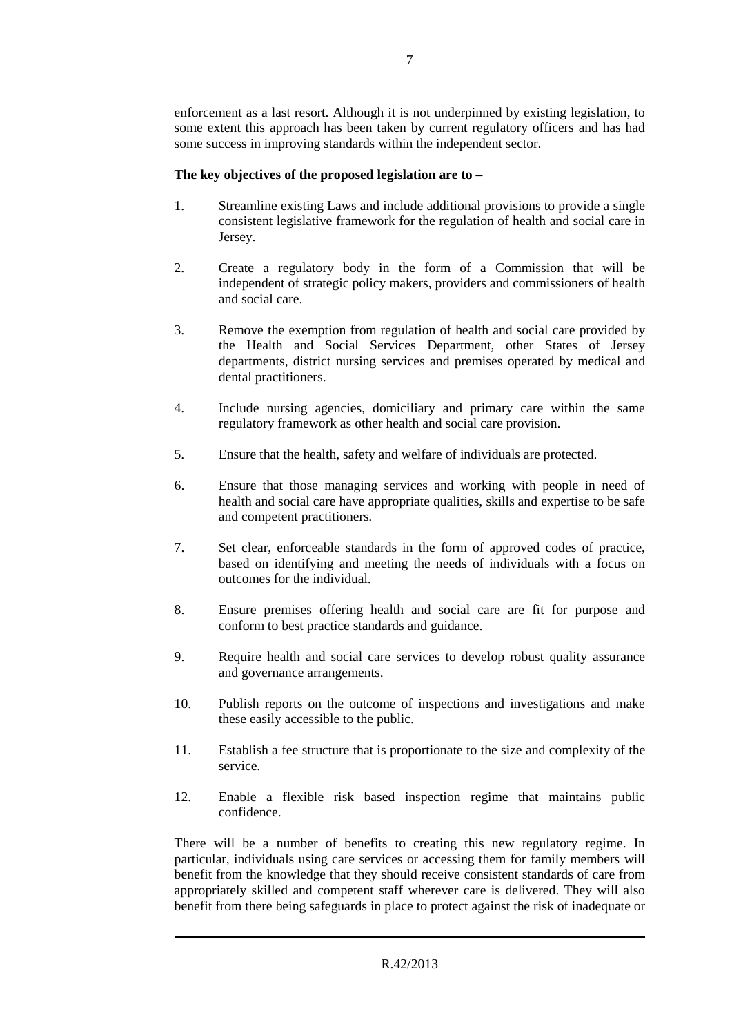enforcement as a last resort. Although it is not underpinned by existing legislation, to some extent this approach has been taken by current regulatory officers and has had some success in improving standards within the independent sector.

**The key objectives of the proposed legislation are to –**

1. Streamline existing Laws and include additional provisions to provide a single consistent legislative framework for the regulation of health and social care in Jersey.

2. Create a regulatory body in the form of a Commission that will be independent of strategic policy makers, providers and commissioners of health and social care.

3. Remove the exemption from regulation of health and social care provided by the Health and Social Services Department, other States of Jersey departments, district nursing services and premises operated by medical and dental practitioners.

4. Include nursing agencies, domiciliary and primary care within the same regulatory framework as other health and social care provision.

5. Ensure that the health, safety and welfare of individuals are protected.

6. Ensure that those managing services and working with people in need of health and social care have appropriate qualities, skills and expertise to be safe and competent practitioners.

7. Set clear, enforceable standards in the form of approved codes of practice, based on identifying and meeting the needs of individuals with a focus on outcomes for the individual.

8. Ensure premises offering health and social care are fit for purpose and conform to best practice standards and guidance.

9. Require health and social care services to develop robust quality assurance and governance arrangements.

10. Publish reports on the outcome of inspections and investigations and make these easily accessible to the public.

11. Establish a fee structure that is proportionate to the size and complexity of the service.

12. Enable a flexible risk based inspection regime that maintains public confidence.

There will be a number of benefits to creating this new regulatory regime. In particular, individuals using care services or accessing them for family members will benefit from the knowledge that they should receive consistent standards of care from appropriately skilled and competent staff wherever care is delivered. They will also benefit from there being safeguards in place to protect against the risk of inadequate or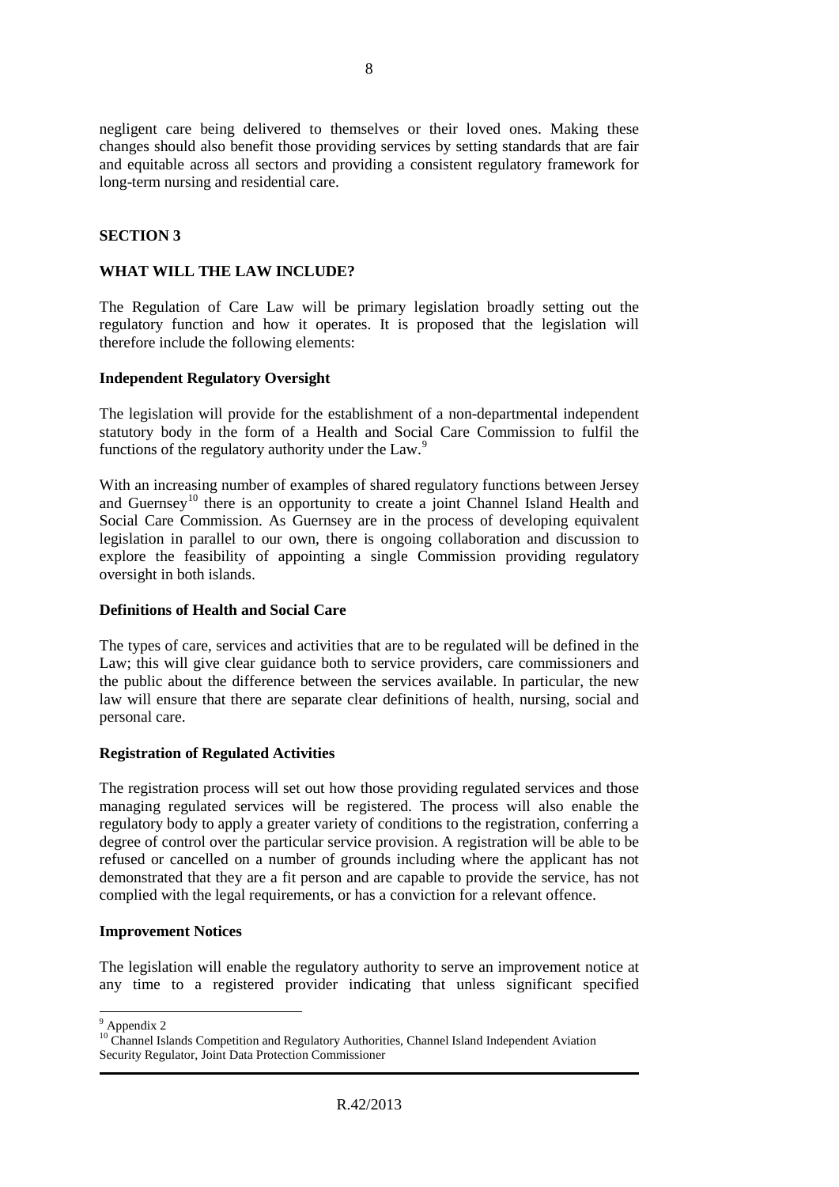negligent care being delivered to themselves or their loved ones. Making these changes should also benefit those providing services by setting standards that are fair and equitable across all sectors and providing a consistent regulatory framework for long-term nursing and residential care.

## SECTION 3

## WHAT WILL THE LAW INCLUDE?

The Regulation of Care Law will be primary legislation broadly setting out the regulatory function and how it operates. It is proposed that the legislation will therefore include the following elements:

### Independent Regulatory Oversight

The legislation will provide for the establishment of a non-departmental independent statutory body in the form of a Health and Social Care Commission to fulfil the functions of the regulatory authority under the Law.[9]

With an increasing number of examples of shared regulatory functions between Jersey and Guernsey[10] there is an opportunity to create a joint Channel Island Health and Social Care Commission. As Guernsey are in the process of developing equivalent legislation in parallel to our own, there is ongoing collaboration and discussion to explore the feasibility of appointing a single Commission providing regulatory oversight in both islands.

### Definitions of Health and Social Care

The types of care, services and activities that are to be regulated will be defined in the Law; this will give clear guidance both to service providers, care commissioners and the public about the difference between the services available. In particular, the new law will ensure that there are separate clear definitions of health, nursing, social and personal care.

### Registration of Regulated Activities

The registration process will set out how those providing regulated services and those managing regulated services will be registered. The process will also enable the regulatory body to apply a greater variety of conditions to the registration, conferring a degree of control over the particular service provision. A registration will be able to be refused or cancelled on a number of grounds including where the applicant has not demonstrated that they are a fit person and are capable to provide the service, has not complied with the legal requirements, or has a conviction for a relevant offence.

### Improvement Notices

The legislation will enable the regulatory authority to serve an improvement notice at any time to a registered provider indicating that unless significant specified

---

[9] Appendix 2

[10] Channel Islands Competition and Regulatory Authorities, Channel Island Independent Aviation Security Regulator, Joint Data Protection Commissioner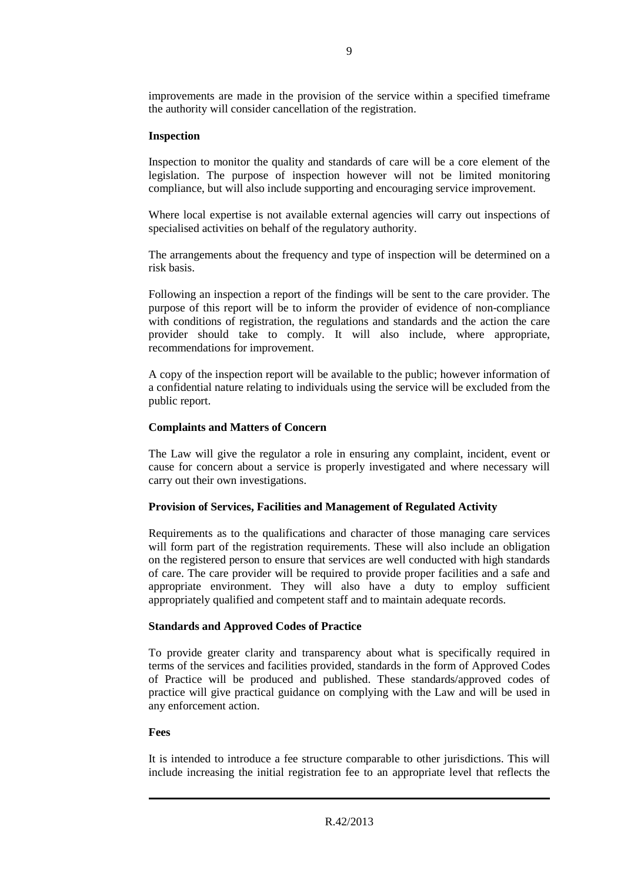improvements are made in the provision of the service within a specified timeframe the authority will consider cancellation of the registration.

**Inspection**

Inspection to monitor the quality and standards of care will be a core element of the legislation. The purpose of inspection however will not be limited monitoring compliance, but will also include supporting and encouraging service improvement.

Where local expertise is not available external agencies will carry out inspections of specialised activities on behalf of the regulatory authority.

The arrangements about the frequency and type of inspection will be determined on a risk basis.

Following an inspection a report of the findings will be sent to the care provider. The purpose of this report will be to inform the provider of evidence of non-compliance with conditions of registration, the regulations and standards and the action the care provider should take to comply. It will also include, where appropriate, recommendations for improvement.

A copy of the inspection report will be available to the public; however information of a confidential nature relating to individuals using the service will be excluded from the public report.

**Complaints and Matters of Concern**

The Law will give the regulator a role in ensuring any complaint, incident, event or cause for concern about a service is properly investigated and where necessary will carry out their own investigations.

**Provision of Services, Facilities and Management of Regulated Activity**

Requirements as to the qualifications and character of those managing care services will form part of the registration requirements. These will also include an obligation on the registered person to ensure that services are well conducted with high standards of care. The care provider will be required to provide proper facilities and a safe and appropriate environment. They will also have a duty to employ sufficient appropriately qualified and competent staff and to maintain adequate records.

**Standards and Approved Codes of Practice**

To provide greater clarity and transparency about what is specifically required in terms of the services and facilities provided, standards in the form of Approved Codes of Practice will be produced and published. These standards/approved codes of practice will give practical guidance on complying with the Law and will be used in any enforcement action.

**Fees**

It is intended to introduce a fee structure comparable to other jurisdictions. This will include increasing the initial registration fee to an appropriate level that reflects the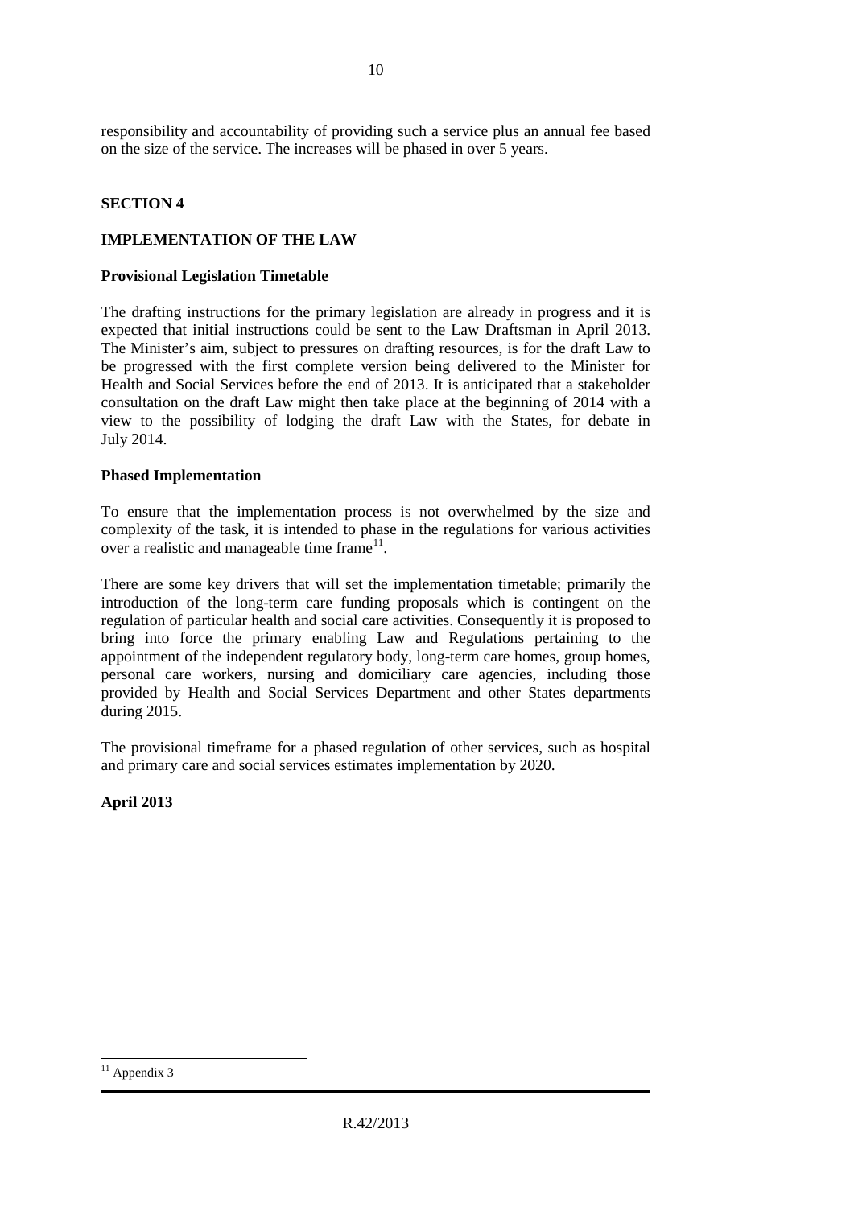responsibility and accountability of providing such a service plus an annual fee based on the size of the service. The increases will be phased in over 5 years.

## SECTION 4

## IMPLEMENTATION OF THE LAW

### Provisional Legislation Timetable

The drafting instructions for the primary legislation are already in progress and it is expected that initial instructions could be sent to the Law Draftsman in April 2013. The Minister's aim, subject to pressures on drafting resources, is for the draft Law to be progressed with the first complete version being delivered to the Minister for Health and Social Services before the end of 2013. It is anticipated that a stakeholder consultation on the draft Law might then take place at the beginning of 2014 with a view to the possibility of lodging the draft Law with the States, for debate in July 2014.

### Phased Implementation

To ensure that the implementation process is not overwhelmed by the size and complexity of the task, it is intended to phase in the regulations for various activities over a realistic and manageable time frame[11].

There are some key drivers that will set the implementation timetable; primarily the introduction of the long-term care funding proposals which is contingent on the regulation of particular health and social care activities. Consequently it is proposed to bring into force the primary enabling Law and Regulations pertaining to the appointment of the independent regulatory body, long-term care homes, group homes, personal care workers, nursing and domiciliary care agencies, including those provided by Health and Social Services Department and other States departments during 2015.

The provisional timeframe for a phased regulation of other services, such as hospital and primary care and social services estimates implementation by 2020.

**April 2013**

---

[11] Appendix 3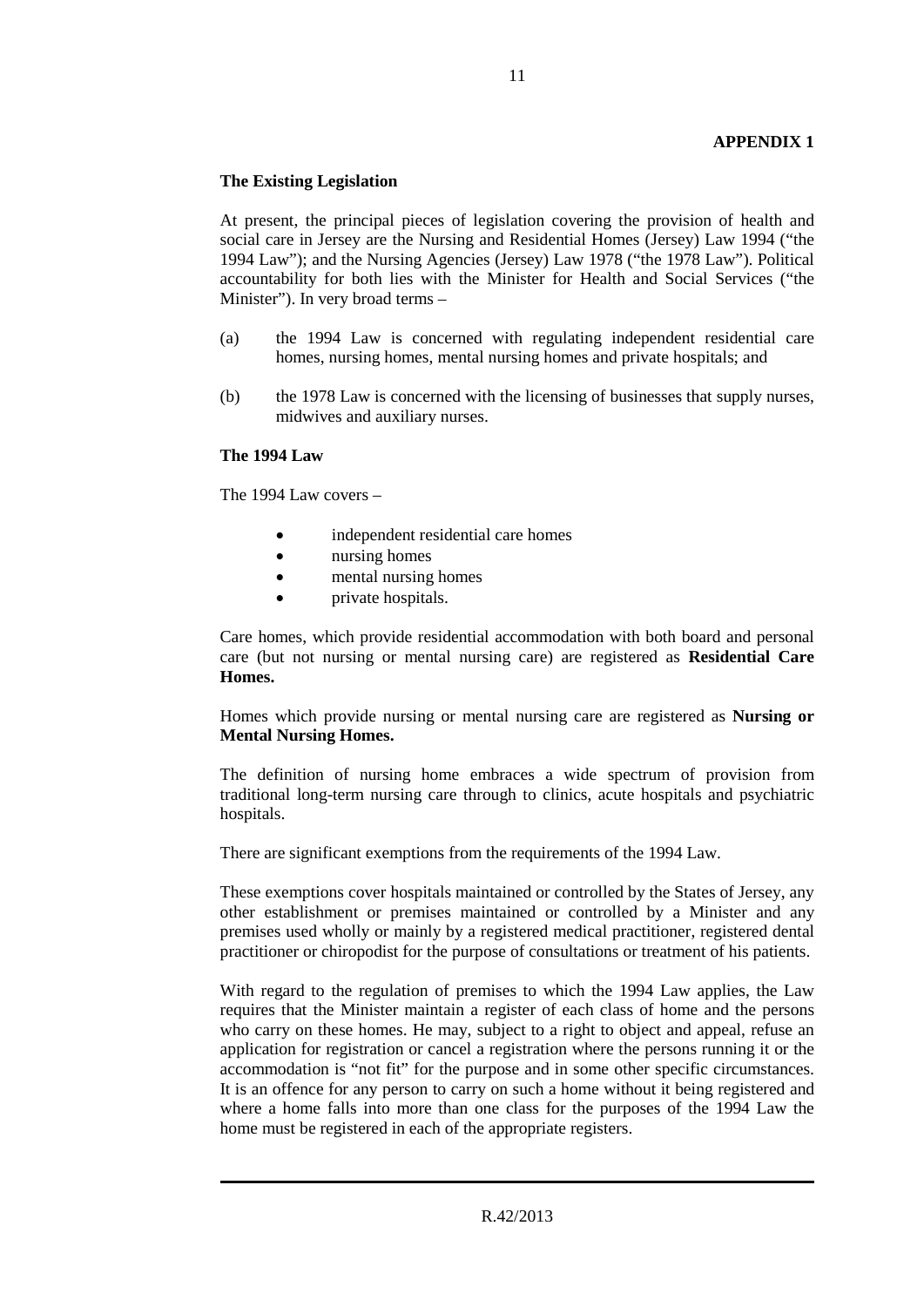**APPENDIX 1**

**The Existing Legislation**

At present, the principal pieces of legislation covering the provision of health and social care in Jersey are the Nursing and Residential Homes (Jersey) Law 1994 ("the 1994 Law"); and the Nursing Agencies (Jersey) Law 1978 ("the 1978 Law"). Political accountability for both lies with the Minister for Health and Social Services ("the Minister"). In very broad terms –

(a) the 1994 Law is concerned with regulating independent residential care homes, nursing homes, mental nursing homes and private hospitals; and

(b) the 1978 Law is concerned with the licensing of businesses that supply nurses, midwives and auxiliary nurses.

**The 1994 Law**

The 1994 Law covers –

- independent residential care homes
- nursing homes
- mental nursing homes
- private hospitals.

Care homes, which provide residential accommodation with both board and personal care (but not nursing or mental nursing care) are registered as **Residential Care Homes.**

Homes which provide nursing or mental nursing care are registered as **Nursing or Mental Nursing Homes.**

The definition of nursing home embraces a wide spectrum of provision from traditional long-term nursing care through to clinics, acute hospitals and psychiatric hospitals.

There are significant exemptions from the requirements of the 1994 Law.

These exemptions cover hospitals maintained or controlled by the States of Jersey, any other establishment or premises maintained or controlled by a Minister and any premises used wholly or mainly by a registered medical practitioner, registered dental practitioner or chiropodist for the purpose of consultations or treatment of his patients.

With regard to the regulation of premises to which the 1994 Law applies, the Law requires that the Minister maintain a register of each class of home and the persons who carry on these homes. He may, subject to a right to object and appeal, refuse an application for registration or cancel a registration where the persons running it or the accommodation is "not fit" for the purpose and in some other specific circumstances. It is an offence for any person to carry on such a home without it being registered and where a home falls into more than one class for the purposes of the 1994 Law the home must be registered in each of the appropriate registers.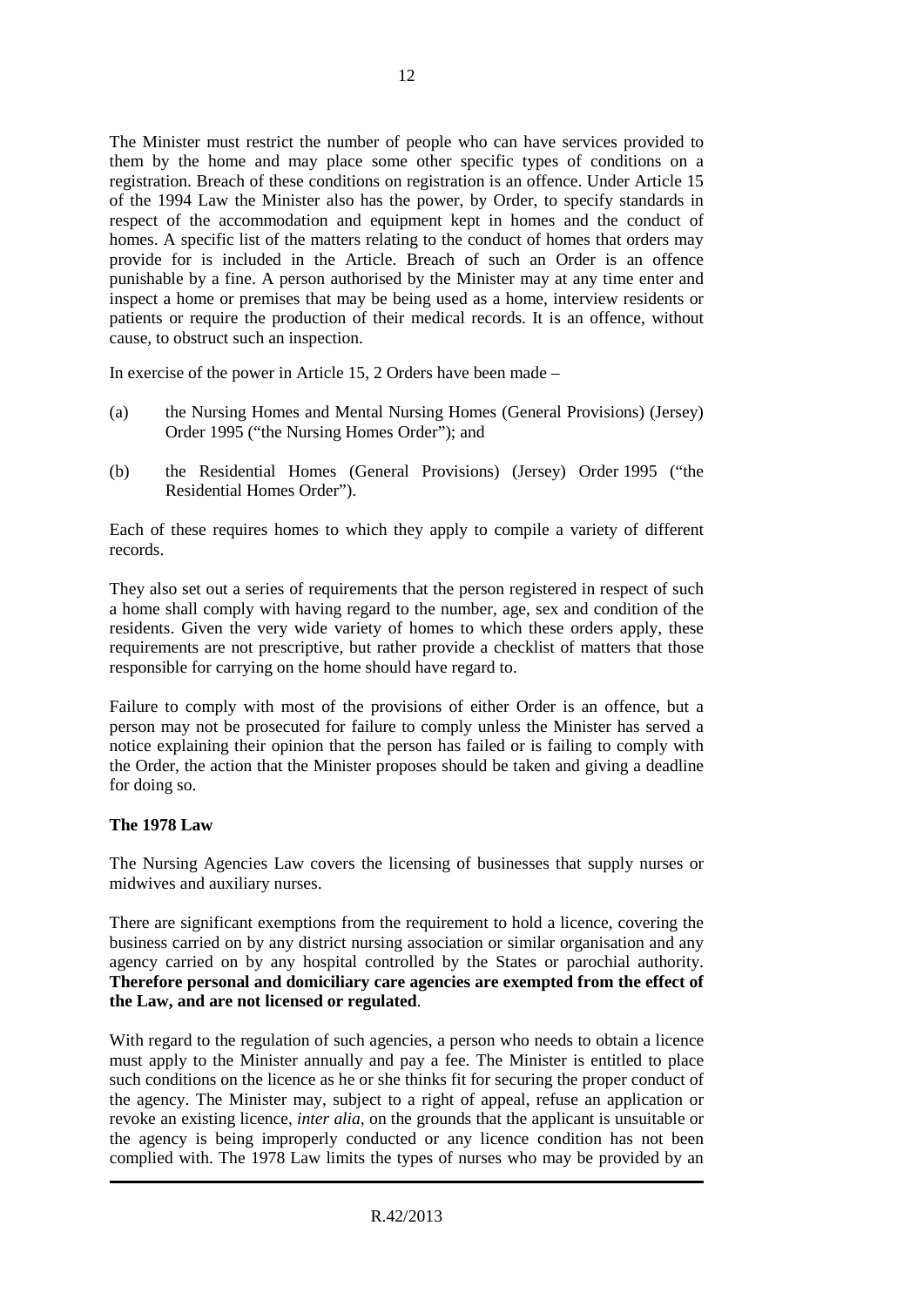The Minister must restrict the number of people who can have services provided to them by the home and may place some other specific types of conditions on a registration. Breach of these conditions on registration is an offence. Under Article 15 of the 1994 Law the Minister also has the power, by Order, to specify standards in respect of the accommodation and equipment kept in homes and the conduct of homes. A specific list of the matters relating to the conduct of homes that orders may provide for is included in the Article. Breach of such an Order is an offence punishable by a fine. A person authorised by the Minister may at any time enter and inspect a home or premises that may be being used as a home, interview residents or patients or require the production of their medical records. It is an offence, without cause, to obstruct such an inspection.

In exercise of the power in Article 15, 2 Orders have been made –

(a) the Nursing Homes and Mental Nursing Homes (General Provisions) (Jersey) Order 1995 ("the Nursing Homes Order"); and

(b) the Residential Homes (General Provisions) (Jersey) Order 1995 ("the Residential Homes Order").

Each of these requires homes to which they apply to compile a variety of different records.

They also set out a series of requirements that the person registered in respect of such a home shall comply with having regard to the number, age, sex and condition of the residents. Given the very wide variety of homes to which these orders apply, these requirements are not prescriptive, but rather provide a checklist of matters that those responsible for carrying on the home should have regard to.

Failure to comply with most of the provisions of either Order is an offence, but a person may not be prosecuted for failure to comply unless the Minister has served a notice explaining their opinion that the person has failed or is failing to comply with the Order, the action that the Minister proposes should be taken and giving a deadline for doing so.

**The 1978 Law**

The Nursing Agencies Law covers the licensing of businesses that supply nurses or midwives and auxiliary nurses.

There are significant exemptions from the requirement to hold a licence, covering the business carried on by any district nursing association or similar organisation and any agency carried on by any hospital controlled by the States or parochial authority. **Therefore personal and domiciliary care agencies are exempted from the effect of the Law, and are not licensed or regulated**.

With regard to the regulation of such agencies, a person who needs to obtain a licence must apply to the Minister annually and pay a fee. The Minister is entitled to place such conditions on the licence as he or she thinks fit for securing the proper conduct of the agency. The Minister may, subject to a right of appeal, refuse an application or revoke an existing licence, *inter alia*, on the grounds that the applicant is unsuitable or the agency is being improperly conducted or any licence condition has not been complied with. The 1978 Law limits the types of nurses who may be provided by an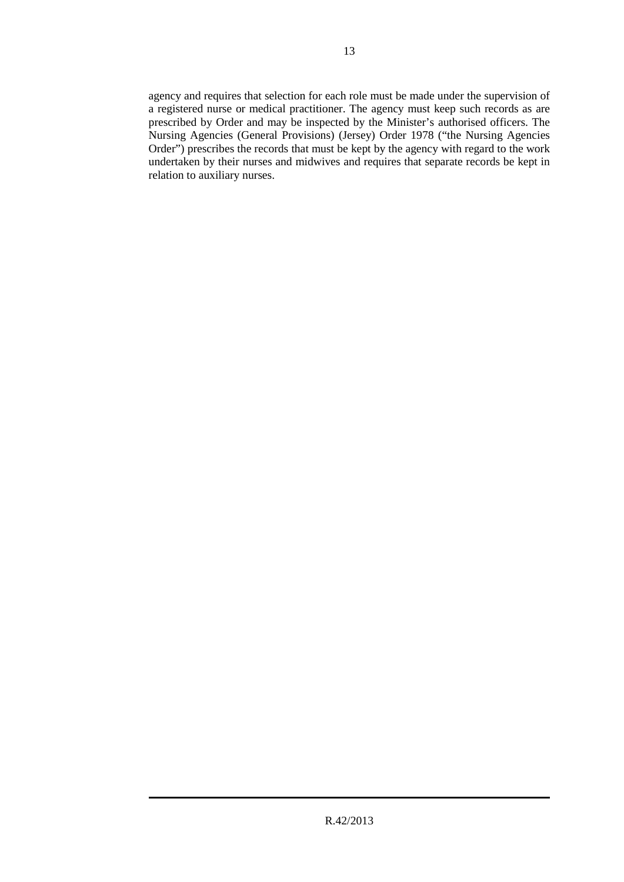agency and requires that selection for each role must be made under the supervision of a registered nurse or medical practitioner. The agency must keep such records as are prescribed by Order and may be inspected by the Minister's authorised officers. The Nursing Agencies (General Provisions) (Jersey) Order 1978 ("the Nursing Agencies Order") prescribes the records that must be kept by the agency with regard to the work undertaken by their nurses and midwives and requires that separate records be kept in relation to auxiliary nurses.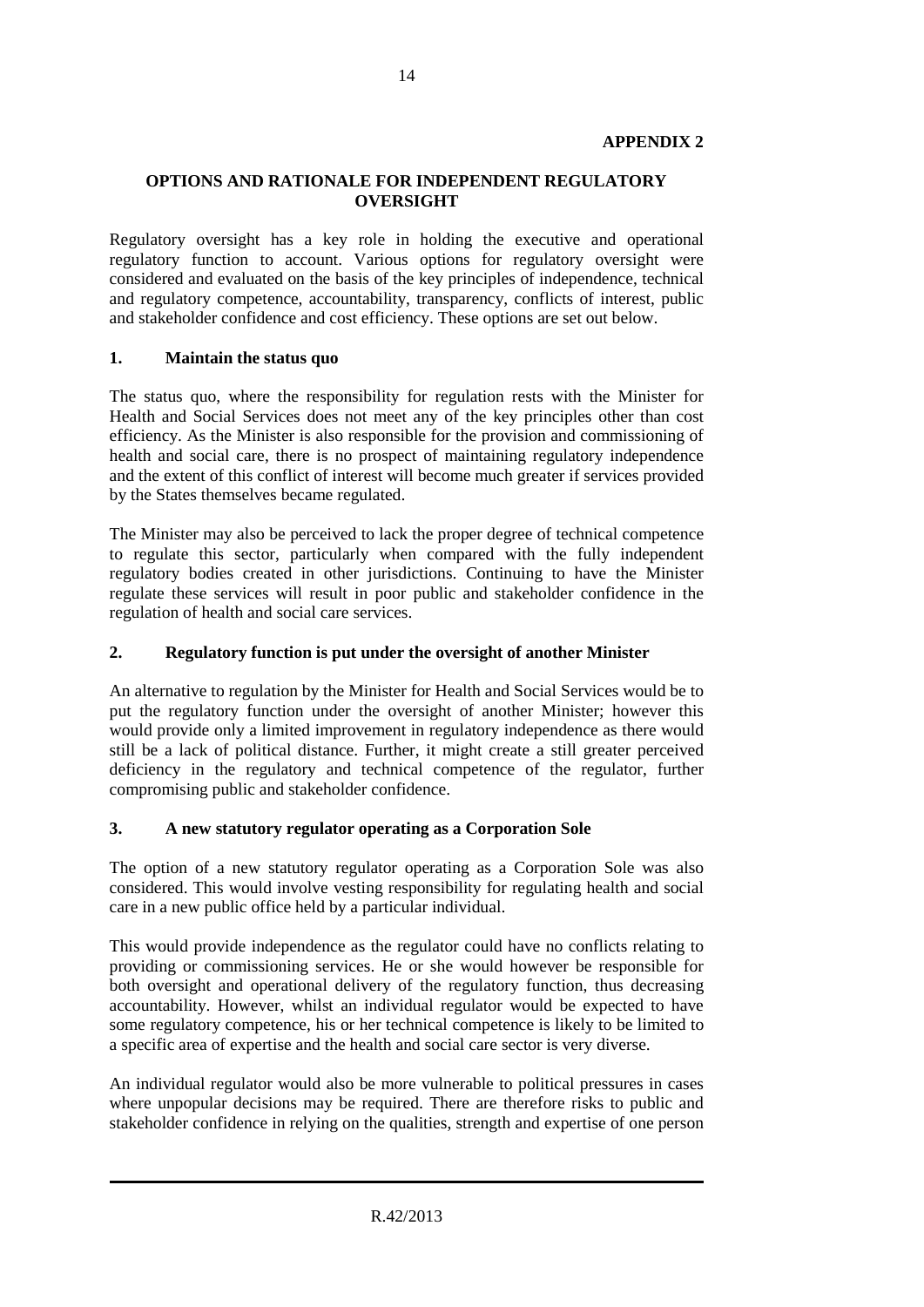**APPENDIX 2**

## OPTIONS AND RATIONALE FOR INDEPENDENT REGULATORY OVERSIGHT

Regulatory oversight has a key role in holding the executive and operational regulatory function to account. Various options for regulatory oversight were considered and evaluated on the basis of the key principles of independence, technical and regulatory competence, accountability, transparency, conflicts of interest, public and stakeholder confidence and cost efficiency. These options are set out below.

### 1. Maintain the status quo

The status quo, where the responsibility for regulation rests with the Minister for Health and Social Services does not meet any of the key principles other than cost efficiency. As the Minister is also responsible for the provision and commissioning of health and social care, there is no prospect of maintaining regulatory independence and the extent of this conflict of interest will become much greater if services provided by the States themselves became regulated.

The Minister may also be perceived to lack the proper degree of technical competence to regulate this sector, particularly when compared with the fully independent regulatory bodies created in other jurisdictions. Continuing to have the Minister regulate these services will result in poor public and stakeholder confidence in the regulation of health and social care services.

### 2. Regulatory function is put under the oversight of another Minister

An alternative to regulation by the Minister for Health and Social Services would be to put the regulatory function under the oversight of another Minister; however this would provide only a limited improvement in regulatory independence as there would still be a lack of political distance. Further, it might create a still greater perceived deficiency in the regulatory and technical competence of the regulator, further compromising public and stakeholder confidence.

### 3. A new statutory regulator operating as a Corporation Sole

The option of a new statutory regulator operating as a Corporation Sole was also considered. This would involve vesting responsibility for regulating health and social care in a new public office held by a particular individual.

This would provide independence as the regulator could have no conflicts relating to providing or commissioning services. He or she would however be responsible for both oversight and operational delivery of the regulatory function, thus decreasing accountability. However, whilst an individual regulator would be expected to have some regulatory competence, his or her technical competence is likely to be limited to a specific area of expertise and the health and social care sector is very diverse.

An individual regulator would also be more vulnerable to political pressures in cases where unpopular decisions may be required. There are therefore risks to public and stakeholder confidence in relying on the qualities, strength and expertise of one person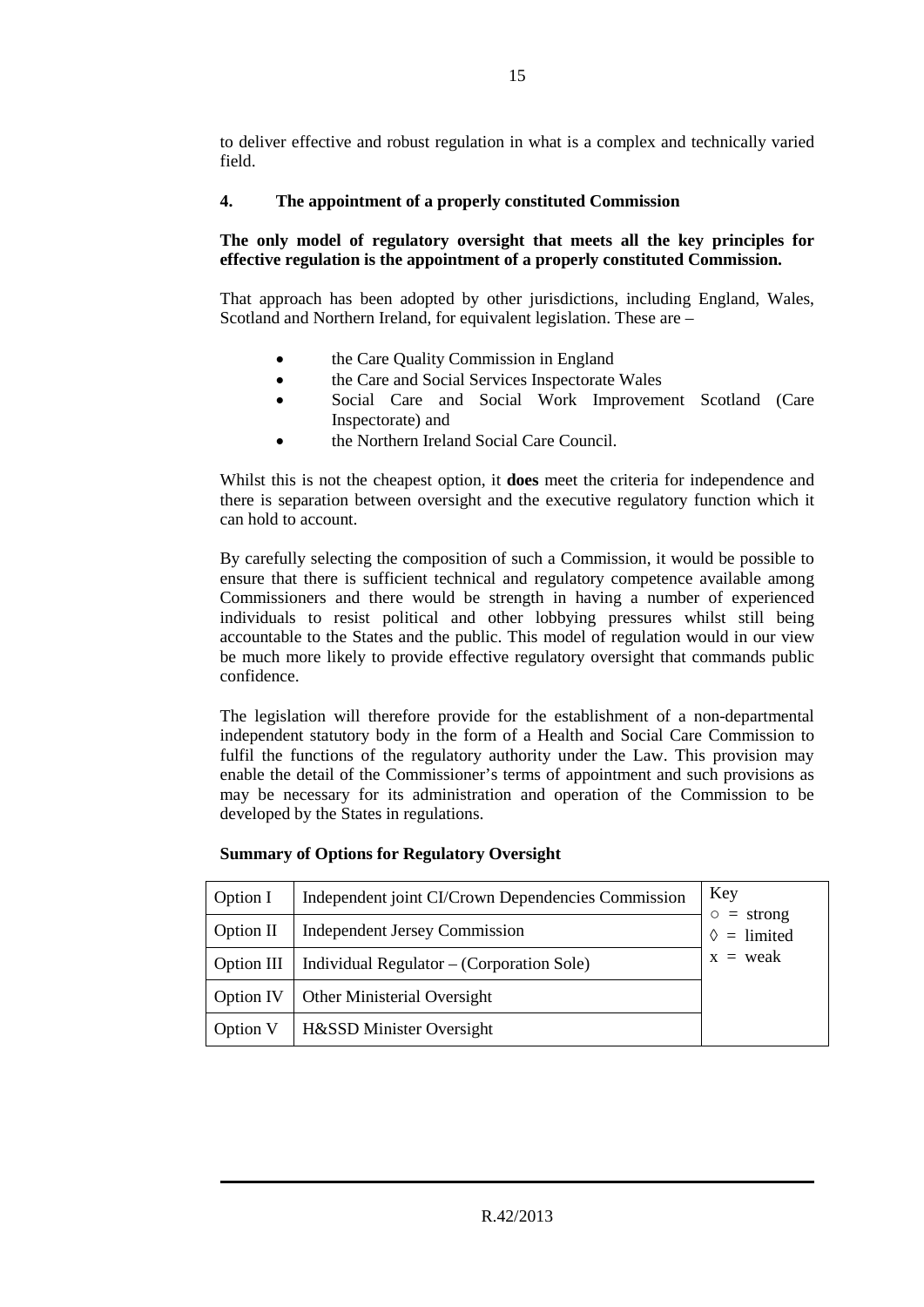to deliver effective and robust regulation in what is a complex and technically varied field.

### 4. The appointment of a properly constituted Commission

**The only model of regulatory oversight that meets all the key principles for effective regulation is the appointment of a properly constituted Commission.**

That approach has been adopted by other jurisdictions, including England, Wales, Scotland and Northern Ireland, for equivalent legislation. These are –

- the Care Quality Commission in England
- the Care and Social Services Inspectorate Wales
- Social Care and Social Work Improvement Scotland (Care Inspectorate) and
- the Northern Ireland Social Care Council.

Whilst this is not the cheapest option, it **does** meet the criteria for independence and there is separation between oversight and the executive regulatory function which it can hold to account.

By carefully selecting the composition of such a Commission, it would be possible to ensure that there is sufficient technical and regulatory competence available among Commissioners and there would be strength in having a number of experienced individuals to resist political and other lobbying pressures whilst still being accountable to the States and the public. This model of regulation would in our view be much more likely to provide effective regulatory oversight that commands public confidence.

The legislation will therefore provide for the establishment of a non-departmental independent statutory body in the form of a Health and Social Care Commission to fulfil the functions of the regulatory authority under the Law. This provision may enable the detail of the Commissioner's terms of appointment and such provisions as may be necessary for its administration and operation of the Commission to be developed by the States in regulations.

**Summary of Options for Regulatory Oversight**

| | | Key |
|---|---|---|
| Option I | Independent joint CI/Crown Dependencies Commission | ○ = strong |
| Option II | Independent Jersey Commission | ◊ = limited |
| Option III | Individual Regulator – (Corporation Sole) | x = weak |
| Option IV | Other Ministerial Oversight | |
| Option V | H&SSD Minister Oversight | |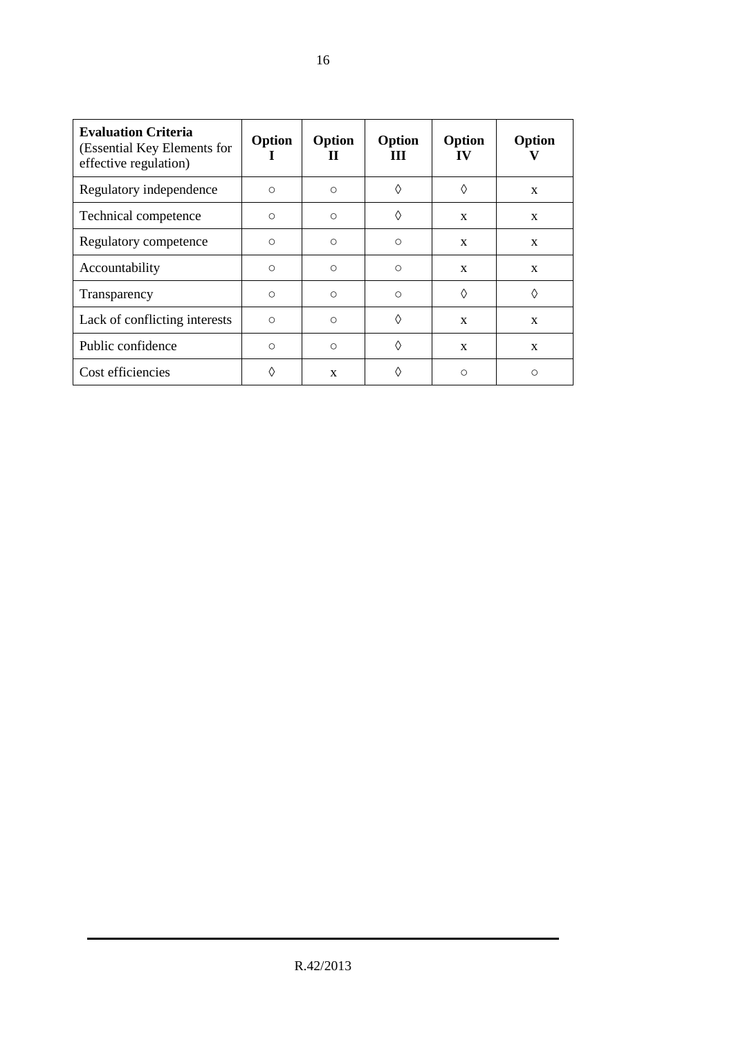| **Evaluation Criteria** (Essential Key Elements for effective regulation) | **Option I** | **Option II** | **Option III** | **Option IV** | **Option V** |
|---|---|---|---|---|---|
| Regulatory independence | ○ | ○ | ◊ | ◊ | x |
| Technical competence | ○ | ○ | ◊ | x | x |
| Regulatory competence | ○ | ○ | ○ | x | x |
| Accountability | ○ | ○ | ○ | x | x |
| Transparency | ○ | ○ | ○ | ◊ | ◊ |
| Lack of conflicting interests | ○ | ○ | ◊ | x | x |
| Public confidence | ○ | ○ | ◊ | x | x |
| Cost efficiencies | ◊ | x | ◊ | ○ | ○ |

R.42/2013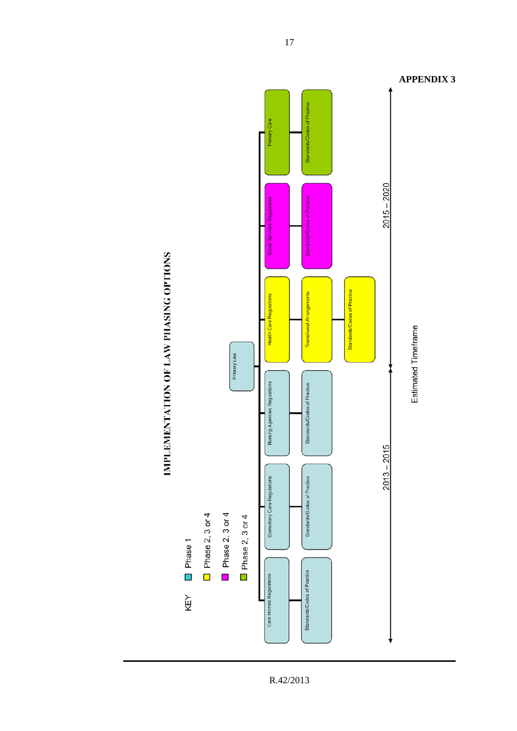**APPENDIX 3**

## IMPLEMENTATION OF LAW PHASING OPTIONS

KEY
- Phase 1
- Phase 2, 3 or 4
- Phase 2, 3 or 4
- Phase 2, 3 or 4

Primary Law

Care Homes Regulations
Standards/Codes of Practice

Domiciliary Care Regulations
Standards/Codes of Practice

Nursing Agencies Regulations
Standards/Codes of Practice

Health Care Regulations
Transitional Arrangements
Standards/Codes of Practice

Social Services Regulations
Standards/Codes of Practice

Primary Care
Standards/Codes of Practice

2013 – 2015

2015 – 2020

Estimated Timeframe